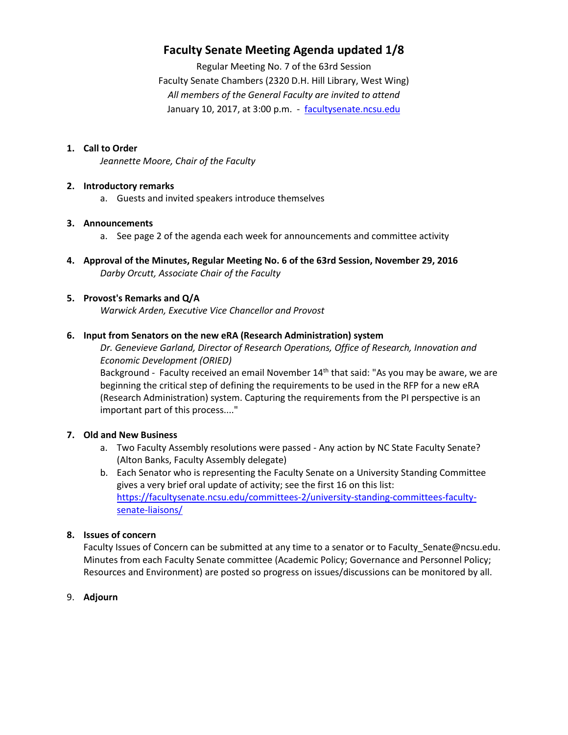# Faculty Senate Meeting Agenda updated 1/8

Regular Meeting No. 7 of the 63rd Session
Faculty Senate Chambers (2320 D.H. Hill Library, West Wing)
*All members of the General Faculty are invited to attend*
January 10, 2017, at 3:00 p.m. - facultysenate.ncsu.edu

1. **Call to Order**
   *Jeannette Moore, Chair of the Faculty*

2. **Introductory remarks**
   a. Guests and invited speakers introduce themselves

3. **Announcements**
   a. See page 2 of the agenda each week for announcements and committee activity

4. **Approval of the Minutes, Regular Meeting No. 6 of the 63rd Session, November 29, 2016**
   *Darby Orcutt, Associate Chair of the Faculty*

5. **Provost's Remarks and Q/A**
   *Warwick Arden, Executive Vice Chancellor and Provost*

6. **Input from Senators on the new eRA (Research Administration) system**
   *Dr. Genevieve Garland, Director of Research Operations, Office of Research, Innovation and Economic Development (ORIED)*
   Background - Faculty received an email November 14th that said: "As you may be aware, we are beginning the critical step of defining the requirements to be used in the RFP for a new eRA (Research Administration) system. Capturing the requirements from the PI perspective is an important part of this process...."

7. **Old and New Business**
   a. Two Faculty Assembly resolutions were passed - Any action by NC State Faculty Senate? (Alton Banks, Faculty Assembly delegate)
   b. Each Senator who is representing the Faculty Senate on a University Standing Committee gives a very brief oral update of activity; see the first 16 on this list: https://facultysenate.ncsu.edu/committees-2/university-standing-committees-faculty-senate-liaisons/

8. **Issues of concern**
   Faculty Issues of Concern can be submitted at any time to a senator or to Faculty_Senate@ncsu.edu. Minutes from each Faculty Senate committee (Academic Policy; Governance and Personnel Policy; Resources and Environment) are posted so progress on issues/discussions can be monitored by all.

9. **Adjourn**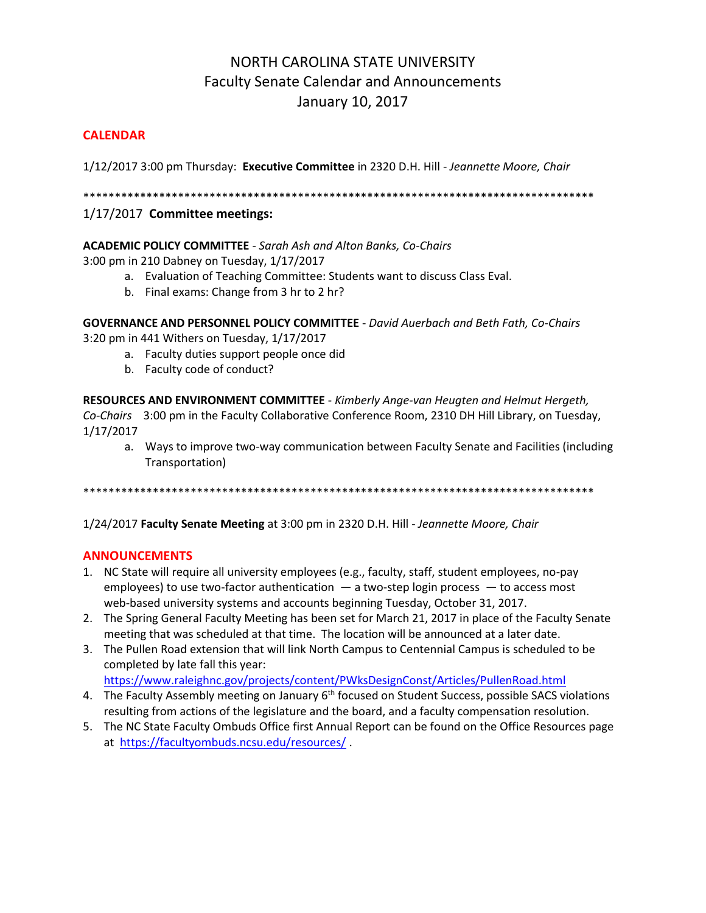# NORTH CAROLINA STATE UNIVERSITY
## Faculty Senate Calendar and Announcements
## January 10, 2017

### CALENDAR

1/12/2017 3:00 pm Thursday: **Executive Committee** in 2320 D.H. Hill - *Jeannette Moore, Chair*

************************************************************************************

1/17/2017 **Committee meetings:**

**ACADEMIC POLICY COMMITTEE** - *Sarah Ash and Alton Banks, Co-Chairs*
3:00 pm in 210 Dabney on Tuesday, 1/17/2017

a. Evaluation of Teaching Committee: Students want to discuss Class Eval.
b. Final exams: Change from 3 hr to 2 hr?

**GOVERNANCE AND PERSONNEL POLICY COMMITTEE** - *David Auerbach and Beth Fath, Co-Chairs*
3:20 pm in 441 Withers on Tuesday, 1/17/2017

a. Faculty duties support people once did
b. Faculty code of conduct?

**RESOURCES AND ENVIRONMENT COMMITTEE** - *Kimberly Ange-van Heugten and Helmut Hergeth, Co-Chairs* 3:00 pm in the Faculty Collaborative Conference Room, 2310 DH Hill Library, on Tuesday, 1/17/2017

a. Ways to improve two-way communication between Faculty Senate and Facilities (including Transportation)

************************************************************************************

1/24/2017 **Faculty Senate Meeting** at 3:00 pm in 2320 D.H. Hill - *Jeannette Moore, Chair*

### ANNOUNCEMENTS

1. NC State will require all university employees (e.g., faculty, staff, student employees, no-pay employees) to use two-factor authentication — a two-step login process — to access most web-based university systems and accounts beginning Tuesday, October 31, 2017.
2. The Spring General Faculty Meeting has been set for March 21, 2017 in place of the Faculty Senate meeting that was scheduled at that time. The location will be announced at a later date.
3. The Pullen Road extension that will link North Campus to Centennial Campus is scheduled to be completed by late fall this year: https://www.raleighnc.gov/projects/content/PWksDesignConst/Articles/PullenRoad.html
4. The Faculty Assembly meeting on January 6th focused on Student Success, possible SACS violations resulting from actions of the legislature and the board, and a faculty compensation resolution.
5. The NC State Faculty Ombuds Office first Annual Report can be found on the Office Resources page at https://facultyombuds.ncsu.edu/resources/ .